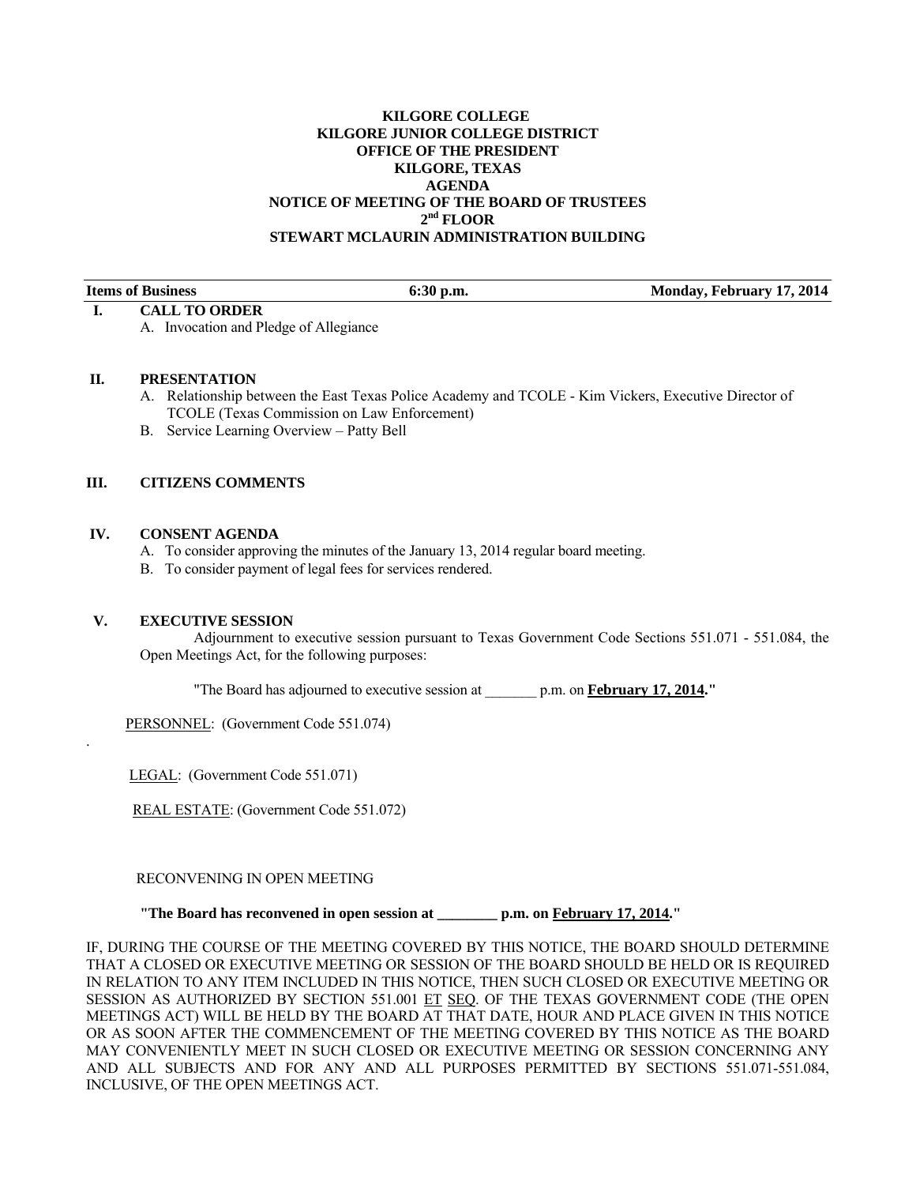**KILGORE COLLEGE**
**KILGORE JUNIOR COLLEGE DISTRICT**
**OFFICE OF THE PRESIDENT**
**KILGORE, TEXAS**
**AGENDA**
**NOTICE OF MEETING OF THE BOARD OF TRUSTEES**
**2nd FLOOR**
**STEWART MCLAURIN ADMINISTRATION BUILDING**

| Items of Business | 6:30 p.m. | Monday, February 17, 2014 |
|---|---|---|

**I. CALL TO ORDER**

A. Invocation and Pledge of Allegiance

**II. PRESENTATION**

A. Relationship between the East Texas Police Academy and TCOLE - Kim Vickers, Executive Director of TCOLE (Texas Commission on Law Enforcement)
B. Service Learning Overview – Patty Bell

**III. CITIZENS COMMENTS**

**IV. CONSENT AGENDA**

A. To consider approving the minutes of the January 13, 2014 regular board meeting.
B. To consider payment of legal fees for services rendered.

**V. EXECUTIVE SESSION**

Adjournment to executive session pursuant to Texas Government Code Sections 551.071 - 551.084, the Open Meetings Act, for the following purposes:

"The Board has adjourned to executive session at _______ p.m. on **February 17, 2014**."

PERSONNEL: (Government Code 551.074)

LEGAL: (Government Code 551.071)

REAL ESTATE: (Government Code 551.072)

RECONVENING IN OPEN MEETING

**"The Board has reconvened in open session at ________ p.m. on February 17, 2014."**

IF, DURING THE COURSE OF THE MEETING COVERED BY THIS NOTICE, THE BOARD SHOULD DETERMINE THAT A CLOSED OR EXECUTIVE MEETING OR SESSION OF THE BOARD SHOULD BE HELD OR IS REQUIRED IN RELATION TO ANY ITEM INCLUDED IN THIS NOTICE, THEN SUCH CLOSED OR EXECUTIVE MEETING OR SESSION AS AUTHORIZED BY SECTION 551.001 ET SEQ. OF THE TEXAS GOVERNMENT CODE (THE OPEN MEETINGS ACT) WILL BE HELD BY THE BOARD AT THAT DATE, HOUR AND PLACE GIVEN IN THIS NOTICE OR AS SOON AFTER THE COMMENCEMENT OF THE MEETING COVERED BY THIS NOTICE AS THE BOARD MAY CONVENIENTLY MEET IN SUCH CLOSED OR EXECUTIVE MEETING OR SESSION CONCERNING ANY AND ALL SUBJECTS AND FOR ANY AND ALL PURPOSES PERMITTED BY SECTIONS 551.071-551.084, INCLUSIVE, OF THE OPEN MEETINGS ACT.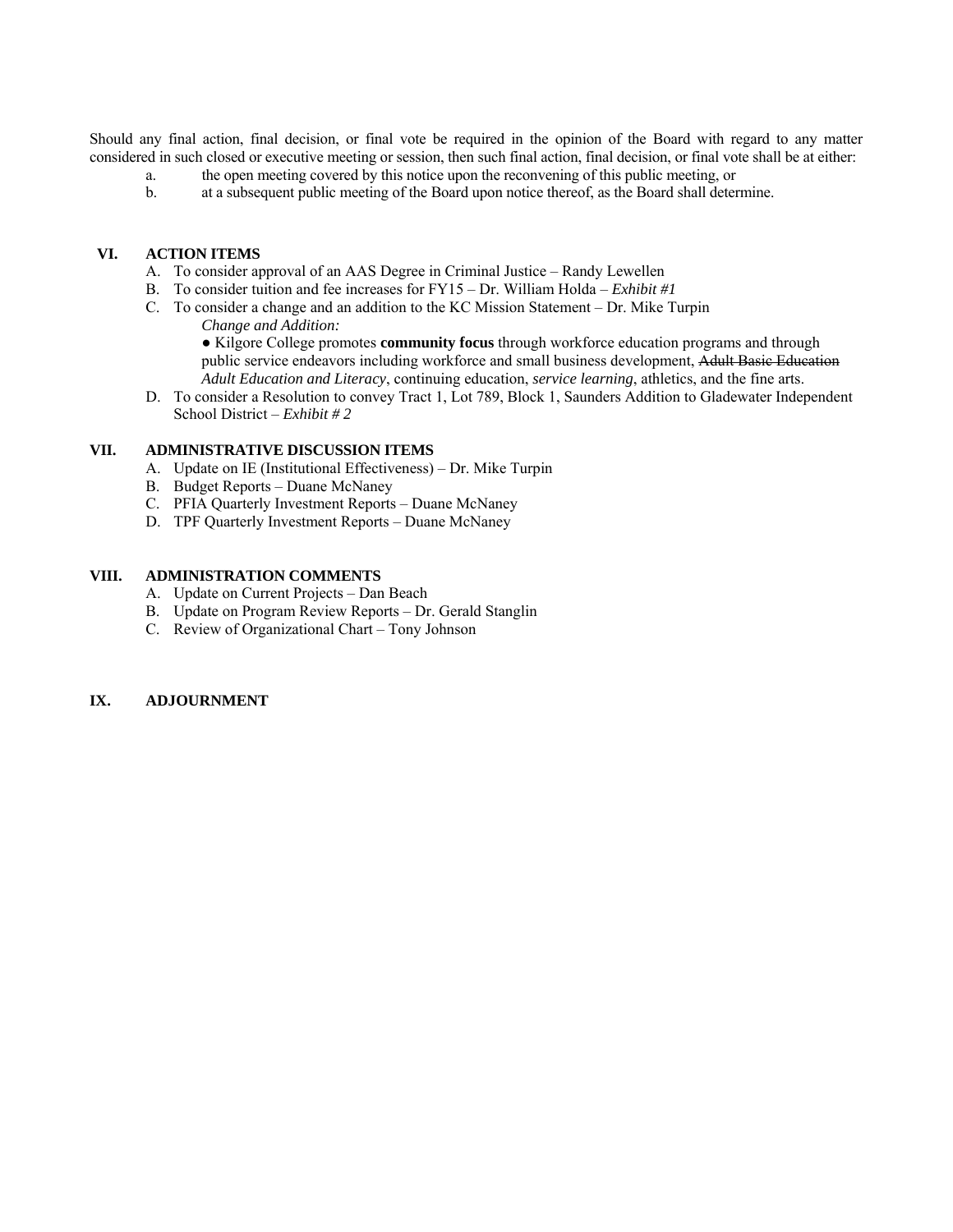Should any final action, final decision, or final vote be required in the opinion of the Board with regard to any matter considered in such closed or executive meeting or session, then such final action, final decision, or final vote shall be at either:

a. the open meeting covered by this notice upon the reconvening of this public meeting, or

b. at a subsequent public meeting of the Board upon notice thereof, as the Board shall determine.

## VI. ACTION ITEMS

A. To consider approval of an AAS Degree in Criminal Justice – Randy Lewellen

B. To consider tuition and fee increases for FY15 – Dr. William Holda – *Exhibit #1*

C. To consider a change and an addition to the KC Mission Statement – Dr. Mike Turpin

*Change and Addition:*

● Kilgore College promotes **community focus** through workforce education programs and through public service endeavors including workforce and small business development, ~~Adult Basic Education~~ *Adult Education and Literacy*, continuing education, *service learning*, athletics, and the fine arts.

D. To consider a Resolution to convey Tract 1, Lot 789, Block 1, Saunders Addition to Gladewater Independent School District – *Exhibit # 2*

## VII. ADMINISTRATIVE DISCUSSION ITEMS

A. Update on IE (Institutional Effectiveness) – Dr. Mike Turpin

B. Budget Reports – Duane McNaney

C. PFIA Quarterly Investment Reports – Duane McNaney

D. TPF Quarterly Investment Reports – Duane McNaney

## VIII. ADMINISTRATION COMMENTS

A. Update on Current Projects – Dan Beach

B. Update on Program Review Reports – Dr. Gerald Stanglin

C. Review of Organizational Chart – Tony Johnson

## IX. ADJOURNMENT